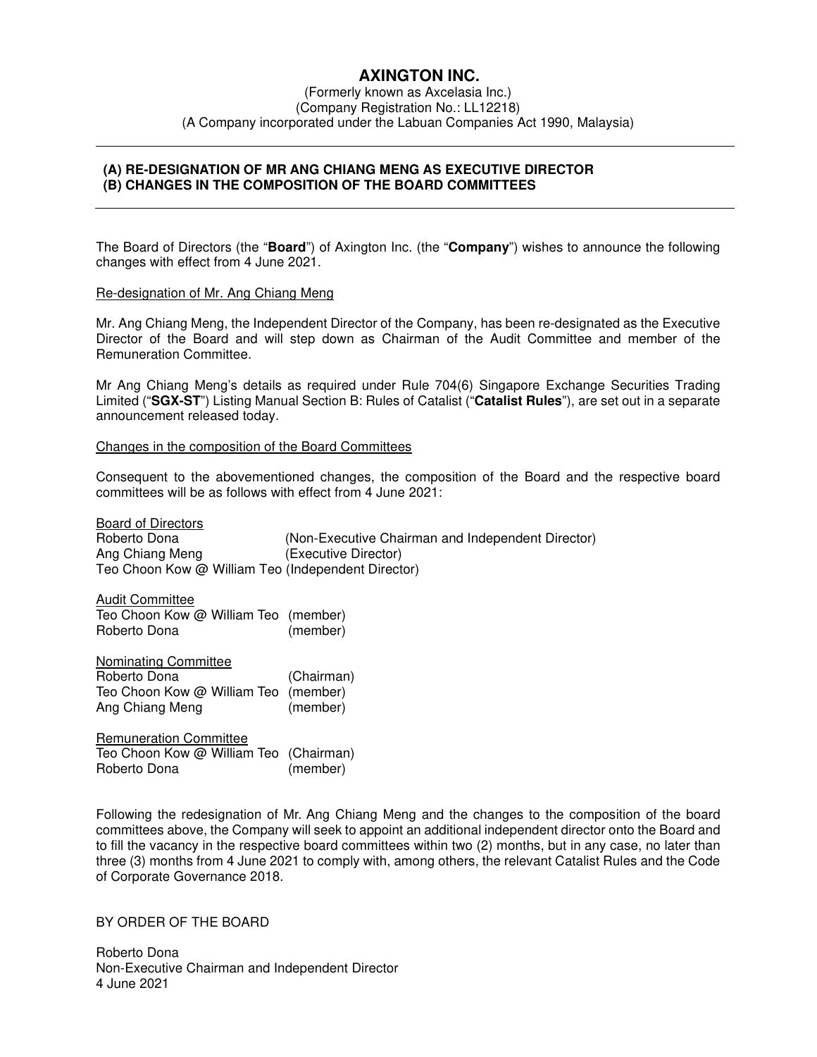# AXINGTON INC.

(Formerly known as Axcelasia Inc.)
(Company Registration No.: LL12218)
(A Company incorporated under the Labuan Companies Act 1990, Malaysia)

---

**(A) RE-DESIGNATION OF MR ANG CHIANG MENG AS EXECUTIVE DIRECTOR**
**(B) CHANGES IN THE COMPOSITION OF THE BOARD COMMITTEES**

---

The Board of Directors (the "**Board**") of Axington Inc. (the "**Company**") wishes to announce the following changes with effect from 4 June 2021.

Re-designation of Mr. Ang Chiang Meng

Mr. Ang Chiang Meng, the Independent Director of the Company, has been re-designated as the Executive Director of the Board and will step down as Chairman of the Audit Committee and member of the Remuneration Committee.

Mr Ang Chiang Meng's details as required under Rule 704(6) Singapore Exchange Securities Trading Limited ("**SGX-ST**") Listing Manual Section B: Rules of Catalist ("**Catalist Rules**"), are set out in a separate announcement released today.

Changes in the composition of the Board Committees

Consequent to the abovementioned changes, the composition of the Board and the respective board committees will be as follows with effect from 4 June 2021:

Board of Directors
Roberto Dona (Non-Executive Chairman and Independent Director)
Ang Chiang Meng (Executive Director)
Teo Choon Kow @ William Teo (Independent Director)

Audit Committee
Teo Choon Kow @ William Teo (member)
Roberto Dona (member)

Nominating Committee
Roberto Dona (Chairman)
Teo Choon Kow @ William Teo (member)
Ang Chiang Meng (member)

Remuneration Committee
Teo Choon Kow @ William Teo (Chairman)
Roberto Dona (member)

Following the redesignation of Mr. Ang Chiang Meng and the changes to the composition of the board committees above, the Company will seek to appoint an additional independent director onto the Board and to fill the vacancy in the respective board committees within two (2) months, but in any case, no later than three (3) months from 4 June 2021 to comply with, among others, the relevant Catalist Rules and the Code of Corporate Governance 2018.

BY ORDER OF THE BOARD

Roberto Dona
Non-Executive Chairman and Independent Director
4 June 2021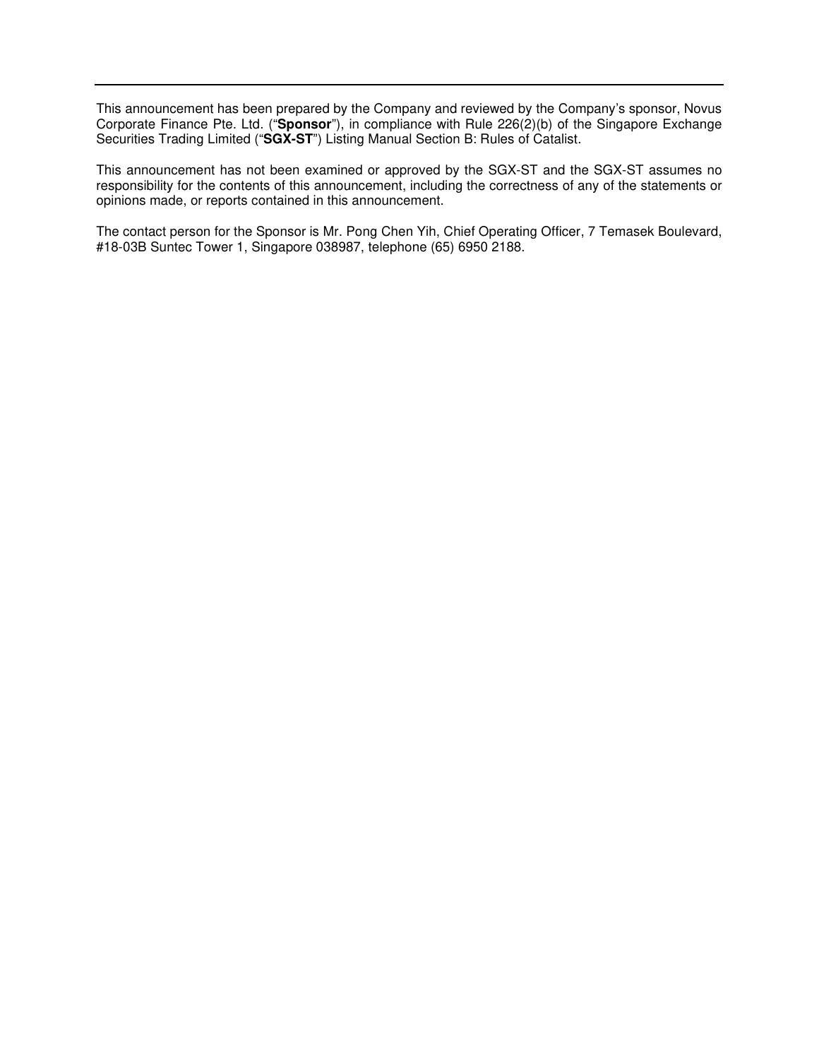---

This announcement has been prepared by the Company and reviewed by the Company's sponsor, Novus Corporate Finance Pte. Ltd. ("**Sponsor**"), in compliance with Rule 226(2)(b) of the Singapore Exchange Securities Trading Limited ("**SGX-ST**") Listing Manual Section B: Rules of Catalist.

This announcement has not been examined or approved by the SGX-ST and the SGX-ST assumes no responsibility for the contents of this announcement, including the correctness of any of the statements or opinions made, or reports contained in this announcement.

The contact person for the Sponsor is Mr. Pong Chen Yih, Chief Operating Officer, 7 Temasek Boulevard, #18-03B Suntec Tower 1, Singapore 038987, telephone (65) 6950 2188.